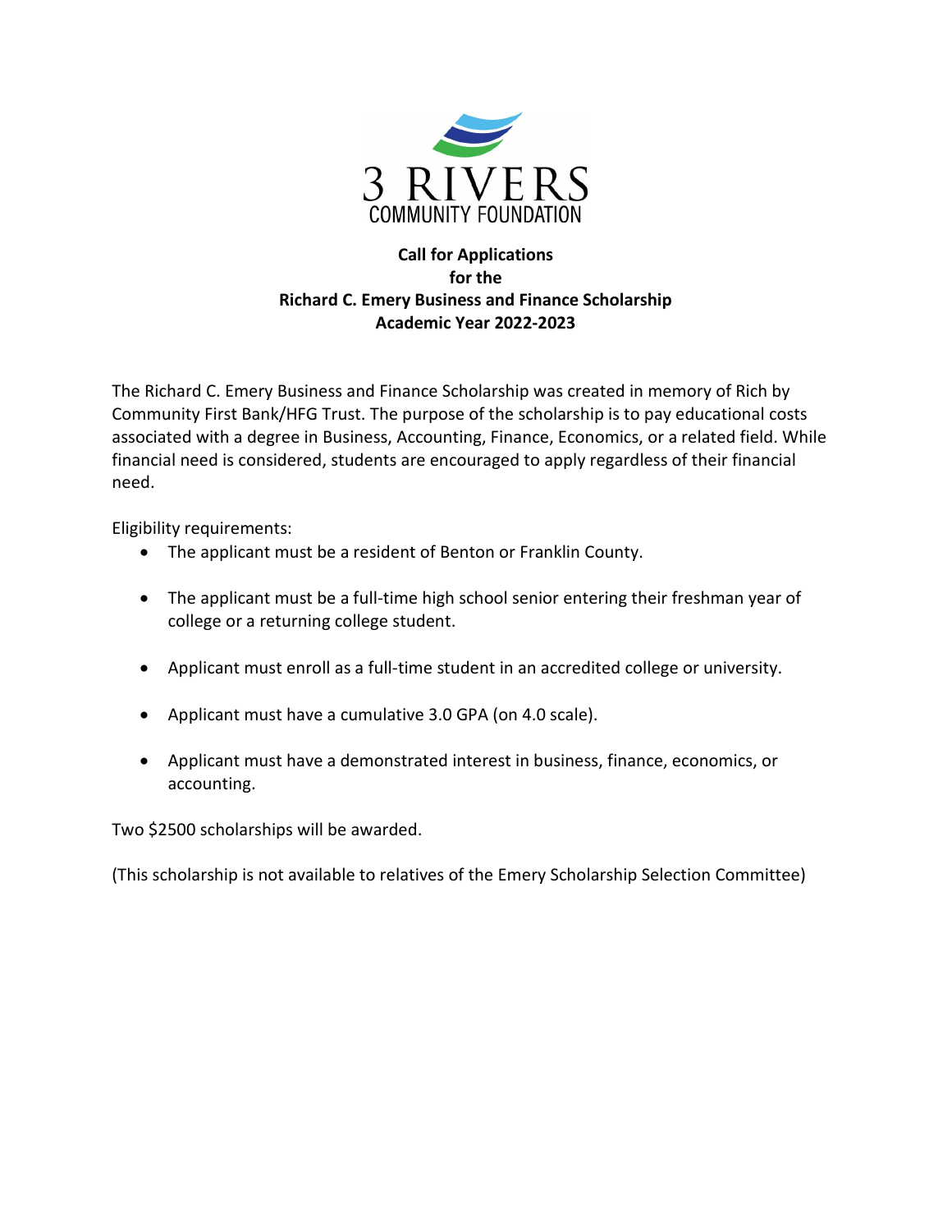3 RIVERS
COMMUNITY FOUNDATION

**Call for Applications**
**for the**
**Richard C. Emery Business and Finance Scholarship**
**Academic Year 2022-2023**

The Richard C. Emery Business and Finance Scholarship was created in memory of Rich by Community First Bank/HFG Trust. The purpose of the scholarship is to pay educational costs associated with a degree in Business, Accounting, Finance, Economics, or a related field. While financial need is considered, students are encouraged to apply regardless of their financial need.

Eligibility requirements:

- The applicant must be a resident of Benton or Franklin County.
- The applicant must be a full-time high school senior entering their freshman year of college or a returning college student.
- Applicant must enroll as a full-time student in an accredited college or university.
- Applicant must have a cumulative 3.0 GPA (on 4.0 scale).
- Applicant must have a demonstrated interest in business, finance, economics, or accounting.

Two $2500 scholarships will be awarded.

(This scholarship is not available to relatives of the Emery Scholarship Selection Committee)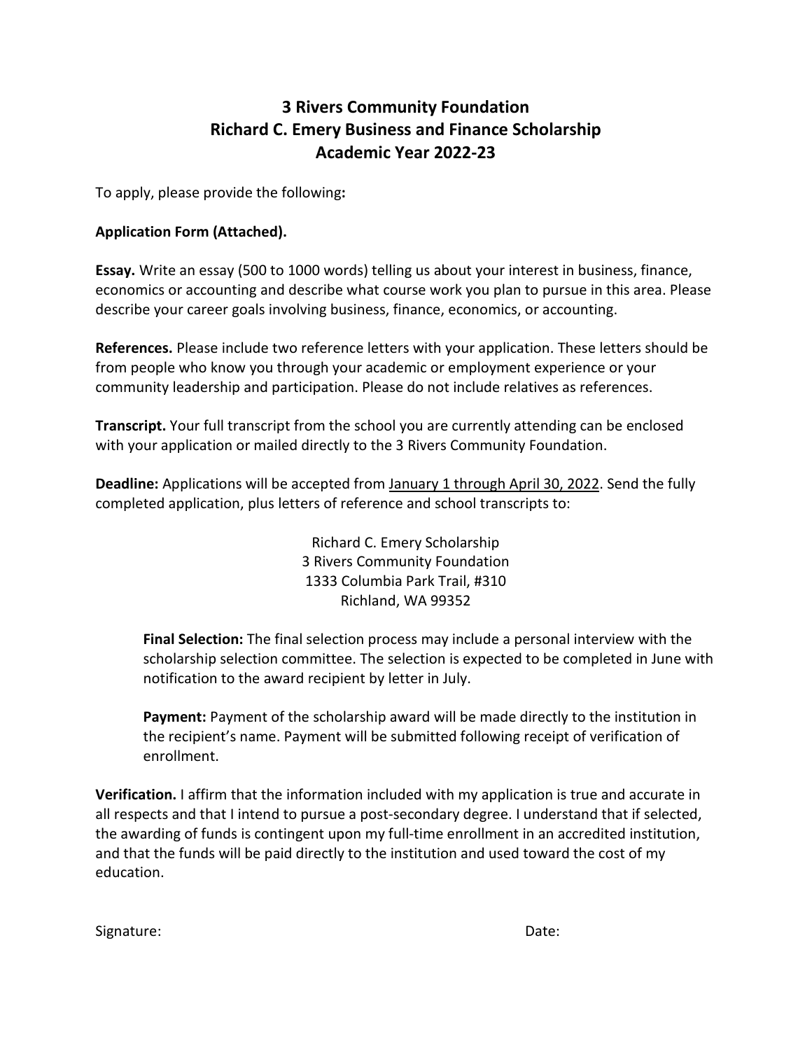# 3 Rivers Community Foundation
# Richard C. Emery Business and Finance Scholarship
# Academic Year 2022-23

To apply, please provide the following**:**

**Application Form (Attached).**

**Essay.** Write an essay (500 to 1000 words) telling us about your interest in business, finance, economics or accounting and describe what course work you plan to pursue in this area. Please describe your career goals involving business, finance, economics, or accounting.

**References.** Please include two reference letters with your application. These letters should be from people who know you through your academic or employment experience or your community leadership and participation. Please do not include relatives as references.

**Transcript.** Your full transcript from the school you are currently attending can be enclosed with your application or mailed directly to the 3 Rivers Community Foundation.

**Deadline:** Applications will be accepted from January 1 through April 30, 2022. Send the fully completed application, plus letters of reference and school transcripts to:

Richard C. Emery Scholarship
3 Rivers Community Foundation
1333 Columbia Park Trail, #310
Richland, WA 99352

> **Final Selection:** The final selection process may include a personal interview with the scholarship selection committee. The selection is expected to be completed in June with notification to the award recipient by letter in July.
>
> **Payment:** Payment of the scholarship award will be made directly to the institution in the recipient's name. Payment will be submitted following receipt of verification of enrollment.

**Verification.** I affirm that the information included with my application is true and accurate in all respects and that I intend to pursue a post-secondary degree. I understand that if selected, the awarding of funds is contingent upon my full-time enrollment in an accredited institution, and that the funds will be paid directly to the institution and used toward the cost of my education.

Signature: Date: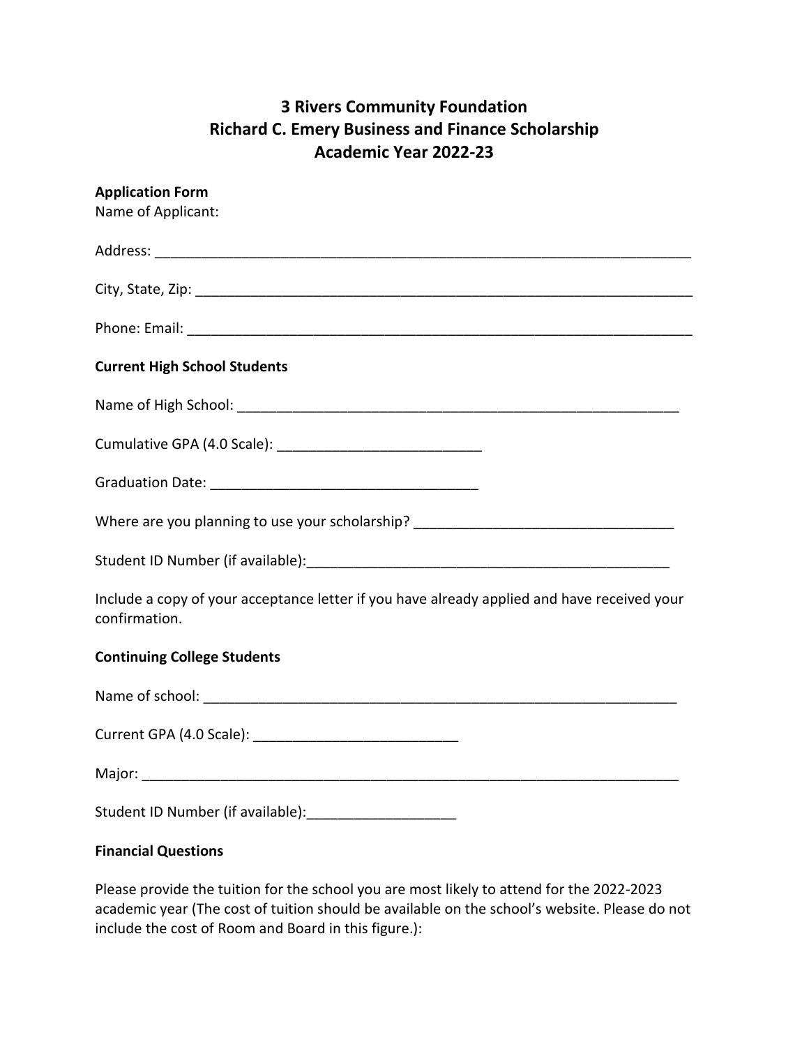# 3 Rivers Community Foundation
# Richard C. Emery Business and Finance Scholarship
# Academic Year 2022-23

**Application Form**

Name of Applicant:

Address: ______________________________________________________________________

City, State, Zip: __________________________________________________________________

Phone: Email: ___________________________________________________________________

**Current High School Students**

Name of High School: ___________________________________________________________

Cumulative GPA (4.0 Scale): __________________________

Graduation Date: __________________________________

Where are you planning to use your scholarship? _________________________________

Student ID Number (if available):_______________________________________________

Include a copy of your acceptance letter if you have already applied and have received your confirmation.

**Continuing College Students**

Name of school: ______________________________________________________________

Current GPA (4.0 Scale): __________________________

Major: ______________________________________________________________________

Student ID Number (if available):___________________

**Financial Questions**

Please provide the tuition for the school you are most likely to attend for the 2022-2023 academic year (The cost of tuition should be available on the school's website. Please do not include the cost of Room and Board in this figure.):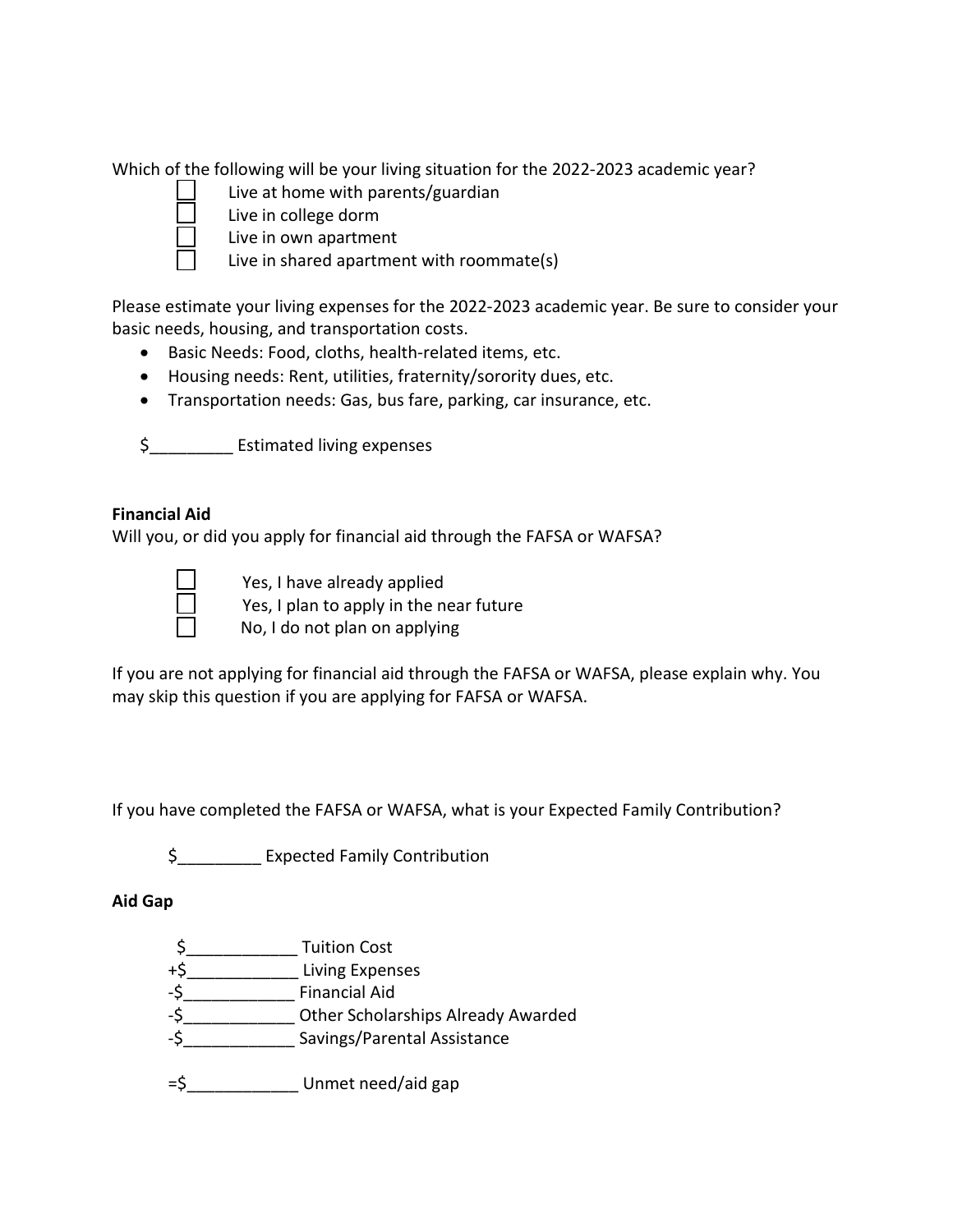Which of the following will be your living situation for the 2022-2023 academic year?

- ☐ Live at home with parents/guardian
- ☐ Live in college dorm
- ☐ Live in own apartment
- ☐ Live in shared apartment with roommate(s)

Please estimate your living expenses for the 2022-2023 academic year. Be sure to consider your basic needs, housing, and transportation costs.

- Basic Needs: Food, cloths, health-related items, etc.
- Housing needs: Rent, utilities, fraternity/sorority dues, etc.
- Transportation needs: Gas, bus fare, parking, car insurance, etc.

$_________ Estimated living expenses

**Financial Aid**

Will you, or did you apply for financial aid through the FAFSA or WAFSA?

- ☐ Yes, I have already applied
- ☐ Yes, I plan to apply in the near future
- ☐ No, I do not plan on applying

If you are not applying for financial aid through the FAFSA or WAFSA, please explain why. You may skip this question if you are applying for FAFSA or WAFSA.

If you have completed the FAFSA or WAFSA, what is your Expected Family Contribution?

$_________ Expected Family Contribution

**Aid Gap**

$____________ Tuition Cost
+$____________ Living Expenses
-$____________ Financial Aid
-$____________ Other Scholarships Already Awarded
-$____________ Savings/Parental Assistance

=$____________ Unmet need/aid gap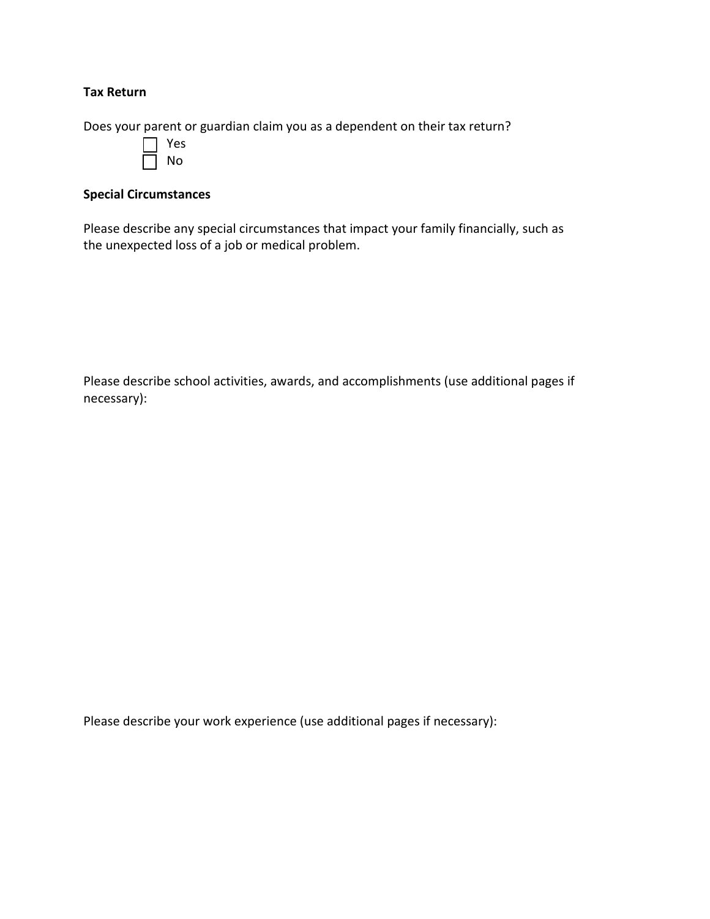**Tax Return**

Does your parent or guardian claim you as a dependent on their tax return?

- ☐ Yes
- ☐ No

**Special Circumstances**

Please describe any special circumstances that impact your family financially, such as the unexpected loss of a job or medical problem.

Please describe school activities, awards, and accomplishments (use additional pages if necessary):

Please describe your work experience (use additional pages if necessary):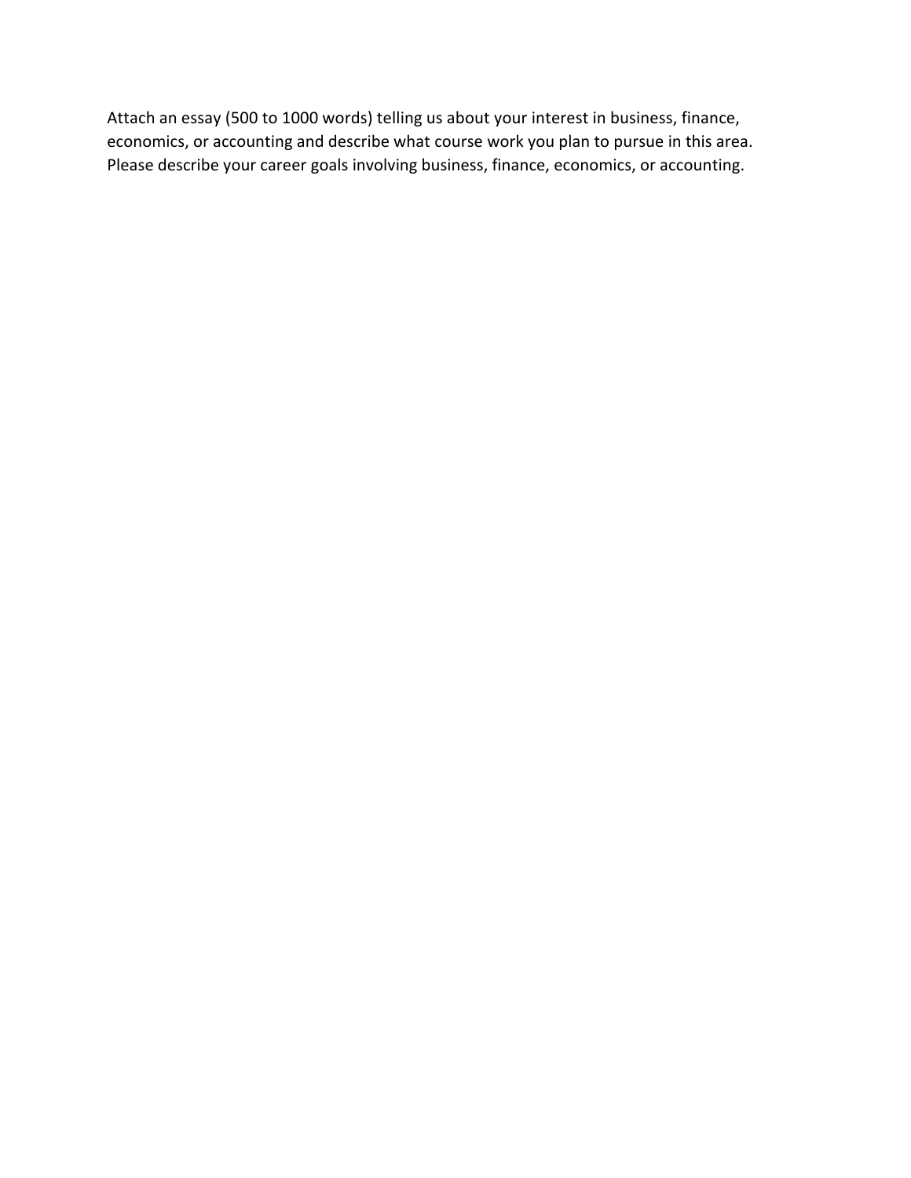Attach an essay (500 to 1000 words) telling us about your interest in business, finance, economics, or accounting and describe what course work you plan to pursue in this area. Please describe your career goals involving business, finance, economics, or accounting.